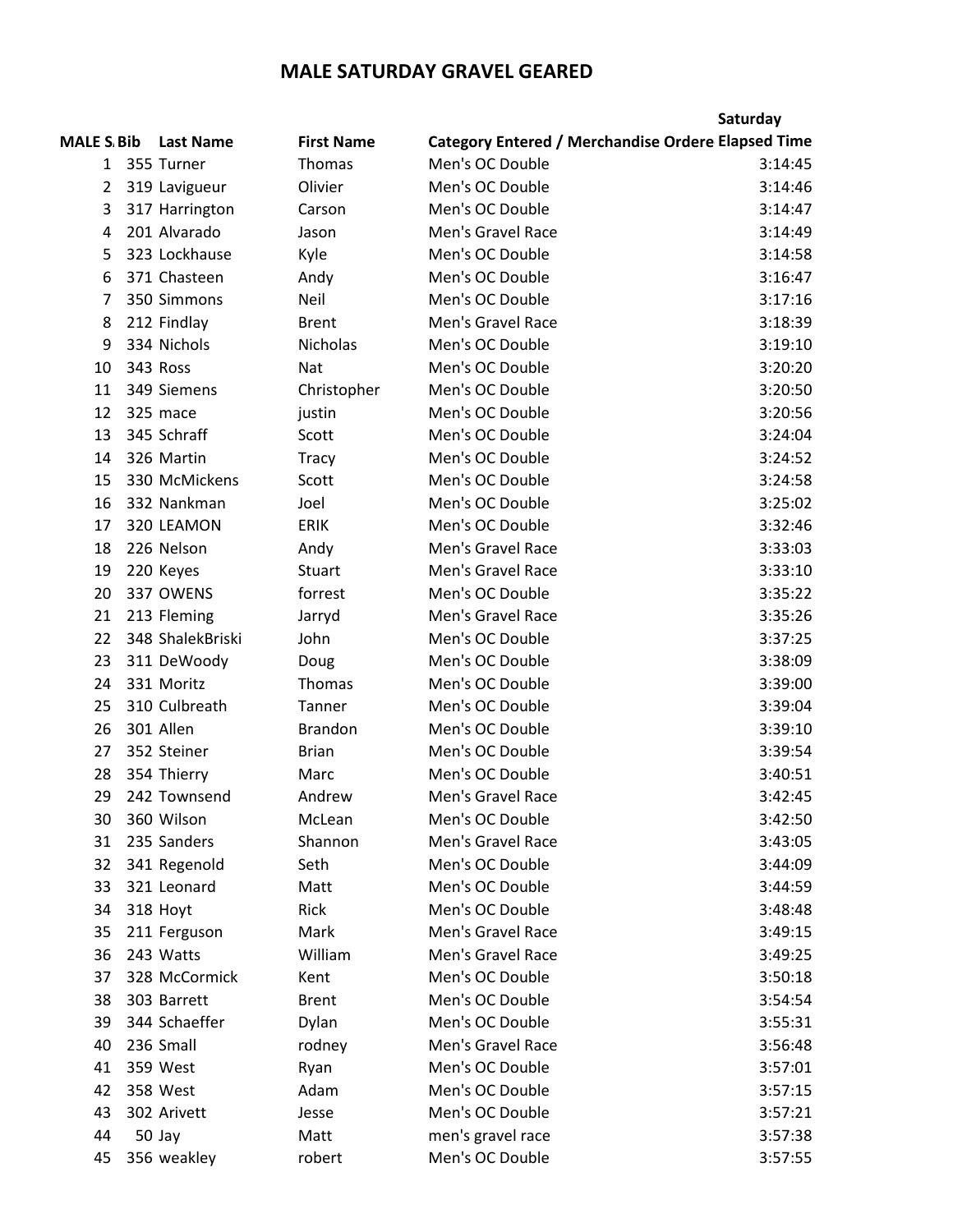# MALE SATURDAY GRAVEL GEARED

| MALE S. | Bib | Last Name | First Name | Category Entered / Merchandise Ordere | Saturday Elapsed Time |
|---|---|---|---|---|---|
| 1 | 355 | Turner | Thomas | Men's OC Double | 3:14:45 |
| 2 | 319 | Lavigueur | Olivier | Men's OC Double | 3:14:46 |
| 3 | 317 | Harrington | Carson | Men's OC Double | 3:14:47 |
| 4 | 201 | Alvarado | Jason | Men's Gravel Race | 3:14:49 |
| 5 | 323 | Lockhause | Kyle | Men's OC Double | 3:14:58 |
| 6 | 371 | Chasteen | Andy | Men's OC Double | 3:16:47 |
| 7 | 350 | Simmons | Neil | Men's OC Double | 3:17:16 |
| 8 | 212 | Findlay | Brent | Men's Gravel Race | 3:18:39 |
| 9 | 334 | Nichols | Nicholas | Men's OC Double | 3:19:10 |
| 10 | 343 | Ross | Nat | Men's OC Double | 3:20:20 |
| 11 | 349 | Siemens | Christopher | Men's OC Double | 3:20:50 |
| 12 | 325 | mace | justin | Men's OC Double | 3:20:56 |
| 13 | 345 | Schraff | Scott | Men's OC Double | 3:24:04 |
| 14 | 326 | Martin | Tracy | Men's OC Double | 3:24:52 |
| 15 | 330 | McMickens | Scott | Men's OC Double | 3:24:58 |
| 16 | 332 | Nankman | Joel | Men's OC Double | 3:25:02 |
| 17 | 320 | LEAMON | ERIK | Men's OC Double | 3:32:46 |
| 18 | 226 | Nelson | Andy | Men's Gravel Race | 3:33:03 |
| 19 | 220 | Keyes | Stuart | Men's Gravel Race | 3:33:10 |
| 20 | 337 | OWENS | forrest | Men's OC Double | 3:35:22 |
| 21 | 213 | Fleming | Jarryd | Men's Gravel Race | 3:35:26 |
| 22 | 348 | ShalekBriski | John | Men's OC Double | 3:37:25 |
| 23 | 311 | DeWoody | Doug | Men's OC Double | 3:38:09 |
| 24 | 331 | Moritz | Thomas | Men's OC Double | 3:39:00 |
| 25 | 310 | Culbreath | Tanner | Men's OC Double | 3:39:04 |
| 26 | 301 | Allen | Brandon | Men's OC Double | 3:39:10 |
| 27 | 352 | Steiner | Brian | Men's OC Double | 3:39:54 |
| 28 | 354 | Thierry | Marc | Men's OC Double | 3:40:51 |
| 29 | 242 | Townsend | Andrew | Men's Gravel Race | 3:42:45 |
| 30 | 360 | Wilson | McLean | Men's OC Double | 3:42:50 |
| 31 | 235 | Sanders | Shannon | Men's Gravel Race | 3:43:05 |
| 32 | 341 | Regenold | Seth | Men's OC Double | 3:44:09 |
| 33 | 321 | Leonard | Matt | Men's OC Double | 3:44:59 |
| 34 | 318 | Hoyt | Rick | Men's OC Double | 3:48:48 |
| 35 | 211 | Ferguson | Mark | Men's Gravel Race | 3:49:15 |
| 36 | 243 | Watts | William | Men's Gravel Race | 3:49:25 |
| 37 | 328 | McCormick | Kent | Men's OC Double | 3:50:18 |
| 38 | 303 | Barrett | Brent | Men's OC Double | 3:54:54 |
| 39 | 344 | Schaeffer | Dylan | Men's OC Double | 3:55:31 |
| 40 | 236 | Small | rodney | Men's Gravel Race | 3:56:48 |
| 41 | 359 | West | Ryan | Men's OC Double | 3:57:01 |
| 42 | 358 | West | Adam | Men's OC Double | 3:57:15 |
| 43 | 302 | Arivett | Jesse | Men's OC Double | 3:57:21 |
| 44 | 50 | Jay | Matt | men's gravel race | 3:57:38 |
| 45 | 356 | weakley | robert | Men's OC Double | 3:57:55 |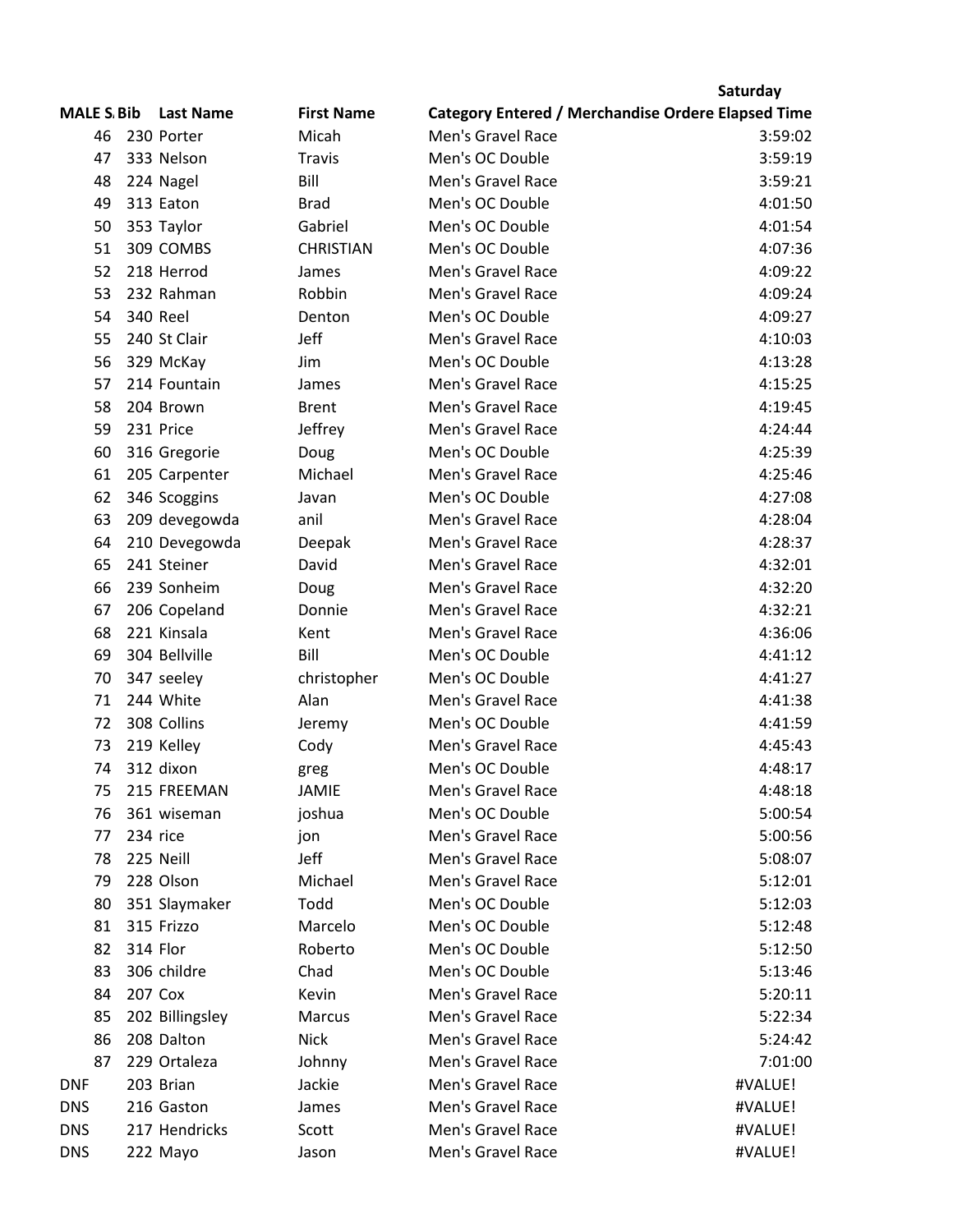| MALE S. | Bib | Last Name | First Name | Category Entered / Merchandise Ordere | Saturday Elapsed Time |
|---|---|---|---|---|---|
| 46 | 230 | Porter | Micah | Men's Gravel Race | 3:59:02 |
| 47 | 333 | Nelson | Travis | Men's OC Double | 3:59:19 |
| 48 | 224 | Nagel | Bill | Men's Gravel Race | 3:59:21 |
| 49 | 313 | Eaton | Brad | Men's OC Double | 4:01:50 |
| 50 | 353 | Taylor | Gabriel | Men's OC Double | 4:01:54 |
| 51 | 309 | COMBS | CHRISTIAN | Men's OC Double | 4:07:36 |
| 52 | 218 | Herrod | James | Men's Gravel Race | 4:09:22 |
| 53 | 232 | Rahman | Robbin | Men's Gravel Race | 4:09:24 |
| 54 | 340 | Reel | Denton | Men's OC Double | 4:09:27 |
| 55 | 240 | St Clair | Jeff | Men's Gravel Race | 4:10:03 |
| 56 | 329 | McKay | Jim | Men's OC Double | 4:13:28 |
| 57 | 214 | Fountain | James | Men's Gravel Race | 4:15:25 |
| 58 | 204 | Brown | Brent | Men's Gravel Race | 4:19:45 |
| 59 | 231 | Price | Jeffrey | Men's Gravel Race | 4:24:44 |
| 60 | 316 | Gregorie | Doug | Men's OC Double | 4:25:39 |
| 61 | 205 | Carpenter | Michael | Men's Gravel Race | 4:25:46 |
| 62 | 346 | Scoggins | Javan | Men's OC Double | 4:27:08 |
| 63 | 209 | devegowda | anil | Men's Gravel Race | 4:28:04 |
| 64 | 210 | Devegowda | Deepak | Men's Gravel Race | 4:28:37 |
| 65 | 241 | Steiner | David | Men's Gravel Race | 4:32:01 |
| 66 | 239 | Sonheim | Doug | Men's Gravel Race | 4:32:20 |
| 67 | 206 | Copeland | Donnie | Men's Gravel Race | 4:32:21 |
| 68 | 221 | Kinsala | Kent | Men's Gravel Race | 4:36:06 |
| 69 | 304 | Bellville | Bill | Men's OC Double | 4:41:12 |
| 70 | 347 | seeley | christopher | Men's OC Double | 4:41:27 |
| 71 | 244 | White | Alan | Men's Gravel Race | 4:41:38 |
| 72 | 308 | Collins | Jeremy | Men's OC Double | 4:41:59 |
| 73 | 219 | Kelley | Cody | Men's Gravel Race | 4:45:43 |
| 74 | 312 | dixon | greg | Men's OC Double | 4:48:17 |
| 75 | 215 | FREEMAN | JAMIE | Men's Gravel Race | 4:48:18 |
| 76 | 361 | wiseman | joshua | Men's OC Double | 5:00:54 |
| 77 | 234 | rice | jon | Men's Gravel Race | 5:00:56 |
| 78 | 225 | Neill | Jeff | Men's Gravel Race | 5:08:07 |
| 79 | 228 | Olson | Michael | Men's Gravel Race | 5:12:01 |
| 80 | 351 | Slaymaker | Todd | Men's OC Double | 5:12:03 |
| 81 | 315 | Frizzo | Marcelo | Men's OC Double | 5:12:48 |
| 82 | 314 | Flor | Roberto | Men's OC Double | 5:12:50 |
| 83 | 306 | childre | Chad | Men's OC Double | 5:13:46 |
| 84 | 207 | Cox | Kevin | Men's Gravel Race | 5:20:11 |
| 85 | 202 | Billingsley | Marcus | Men's Gravel Race | 5:22:34 |
| 86 | 208 | Dalton | Nick | Men's Gravel Race | 5:24:42 |
| 87 | 229 | Ortaleza | Johnny | Men's Gravel Race | 7:01:00 |
| DNF | 203 | Brian | Jackie | Men's Gravel Race | #VALUE! |
| DNS | 216 | Gaston | James | Men's Gravel Race | #VALUE! |
| DNS | 217 | Hendricks | Scott | Men's Gravel Race | #VALUE! |
| DNS | 222 | Mayo | Jason | Men's Gravel Race | #VALUE! |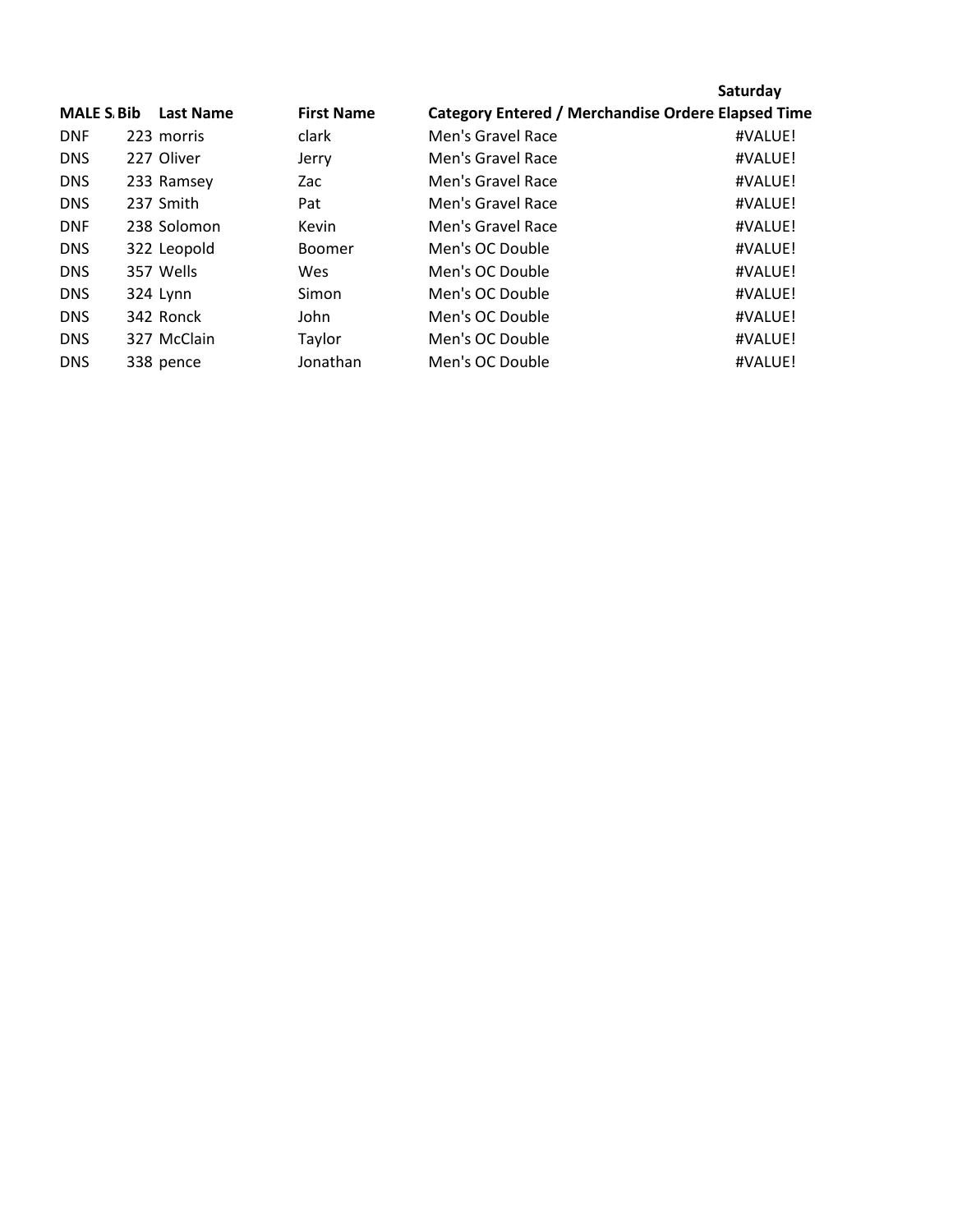| MALE S. | Bib | Last Name | First Name | Category Entered / Merchandise Ordere | Saturday Elapsed Time |
|---|---|---|---|---|---|
| DNF | 223 | morris | clark | Men's Gravel Race | #VALUE! |
| DNS | 227 | Oliver | Jerry | Men's Gravel Race | #VALUE! |
| DNS | 233 | Ramsey | Zac | Men's Gravel Race | #VALUE! |
| DNS | 237 | Smith | Pat | Men's Gravel Race | #VALUE! |
| DNF | 238 | Solomon | Kevin | Men's Gravel Race | #VALUE! |
| DNS | 322 | Leopold | Boomer | Men's OC Double | #VALUE! |
| DNS | 357 | Wells | Wes | Men's OC Double | #VALUE! |
| DNS | 324 | Lynn | Simon | Men's OC Double | #VALUE! |
| DNS | 342 | Ronck | John | Men's OC Double | #VALUE! |
| DNS | 327 | McClain | Taylor | Men's OC Double | #VALUE! |
| DNS | 338 | pence | Jonathan | Men's OC Double | #VALUE! |